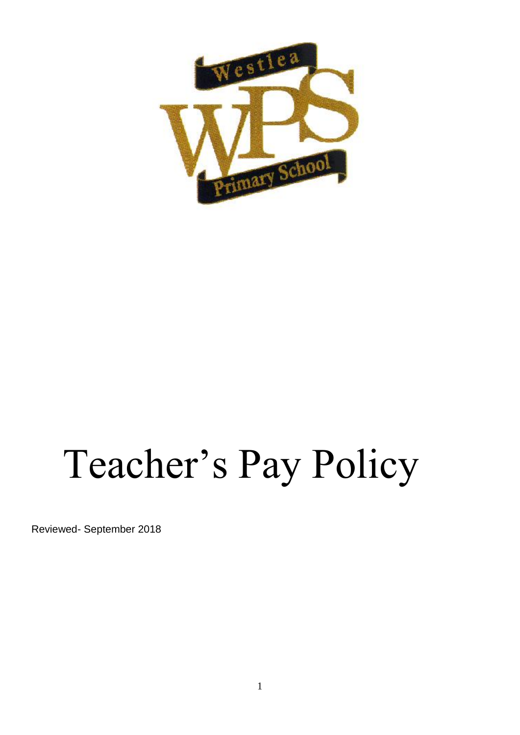# Teacher's Pay Policy

Reviewed- September 2018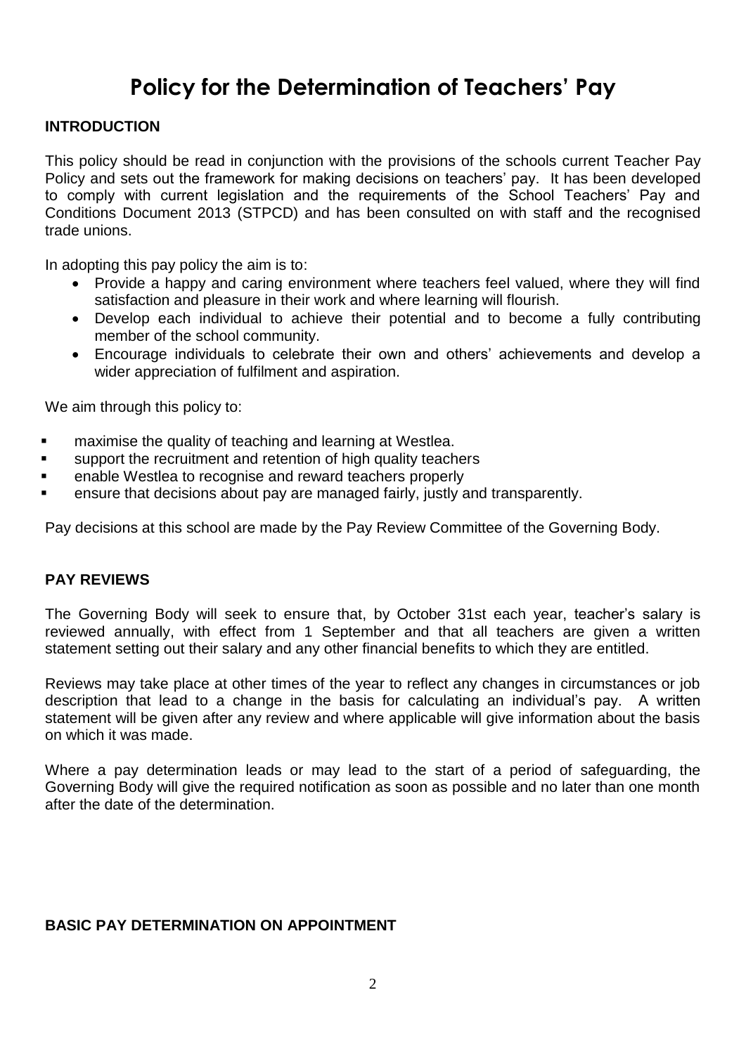# Policy for the Determination of Teachers' Pay

## INTRODUCTION

This policy should be read in conjunction with the provisions of the schools current Teacher Pay Policy and sets out the framework for making decisions on teachers' pay. It has been developed to comply with current legislation and the requirements of the School Teachers' Pay and Conditions Document 2013 (STPCD) and has been consulted on with staff and the recognised trade unions.

In adopting this pay policy the aim is to:

- Provide a happy and caring environment where teachers feel valued, where they will find satisfaction and pleasure in their work and where learning will flourish.
- Develop each individual to achieve their potential and to become a fully contributing member of the school community.
- Encourage individuals to celebrate their own and others' achievements and develop a wider appreciation of fulfilment and aspiration.

We aim through this policy to:

- maximise the quality of teaching and learning at Westlea.
- support the recruitment and retention of high quality teachers
- enable Westlea to recognise and reward teachers properly
- ensure that decisions about pay are managed fairly, justly and transparently.

Pay decisions at this school are made by the Pay Review Committee of the Governing Body.

## PAY REVIEWS

The Governing Body will seek to ensure that, by October 31st each year, teacher's salary is reviewed annually, with effect from 1 September and that all teachers are given a written statement setting out their salary and any other financial benefits to which they are entitled.

Reviews may take place at other times of the year to reflect any changes in circumstances or job description that lead to a change in the basis for calculating an individual's pay. A written statement will be given after any review and where applicable will give information about the basis on which it was made.

Where a pay determination leads or may lead to the start of a period of safeguarding, the Governing Body will give the required notification as soon as possible and no later than one month after the date of the determination.

## BASIC PAY DETERMINATION ON APPOINTMENT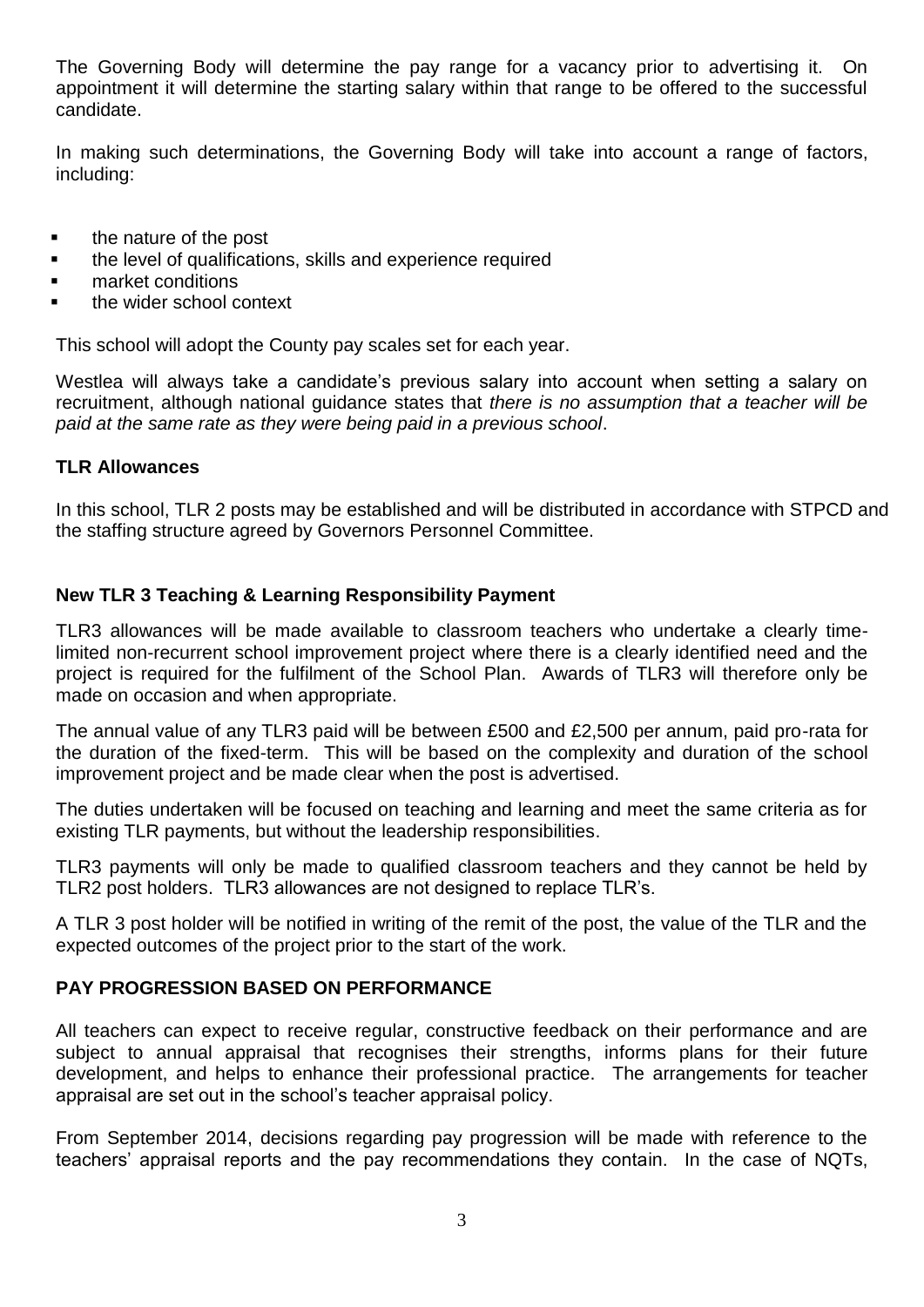The Governing Body will determine the pay range for a vacancy prior to advertising it. On appointment it will determine the starting salary within that range to be offered to the successful candidate.

In making such determinations, the Governing Body will take into account a range of factors, including:

- the nature of the post
- the level of qualifications, skills and experience required
- market conditions
- the wider school context

This school will adopt the County pay scales set for each year.

Westlea will always take a candidate's previous salary into account when setting a salary on recruitment, although national guidance states that *there is no assumption that a teacher will be paid at the same rate as they were being paid in a previous school*.

**TLR Allowances**

In this school, TLR 2 posts may be established and will be distributed in accordance with STPCD and the staffing structure agreed by Governors Personnel Committee.

**New TLR 3 Teaching & Learning Responsibility Payment**

TLR3 allowances will be made available to classroom teachers who undertake a clearly time-limited non-recurrent school improvement project where there is a clearly identified need and the project is required for the fulfilment of the School Plan. Awards of TLR3 will therefore only be made on occasion and when appropriate.

The annual value of any TLR3 paid will be between £500 and £2,500 per annum, paid pro-rata for the duration of the fixed-term. This will be based on the complexity and duration of the school improvement project and be made clear when the post is advertised.

The duties undertaken will be focused on teaching and learning and meet the same criteria as for existing TLR payments, but without the leadership responsibilities.

TLR3 payments will only be made to qualified classroom teachers and they cannot be held by TLR2 post holders. TLR3 allowances are not designed to replace TLR's.

A TLR 3 post holder will be notified in writing of the remit of the post, the value of the TLR and the expected outcomes of the project prior to the start of the work.

**PAY PROGRESSION BASED ON PERFORMANCE**

All teachers can expect to receive regular, constructive feedback on their performance and are subject to annual appraisal that recognises their strengths, informs plans for their future development, and helps to enhance their professional practice. The arrangements for teacher appraisal are set out in the school's teacher appraisal policy.

From September 2014, decisions regarding pay progression will be made with reference to the teachers' appraisal reports and the pay recommendations they contain. In the case of NQTs,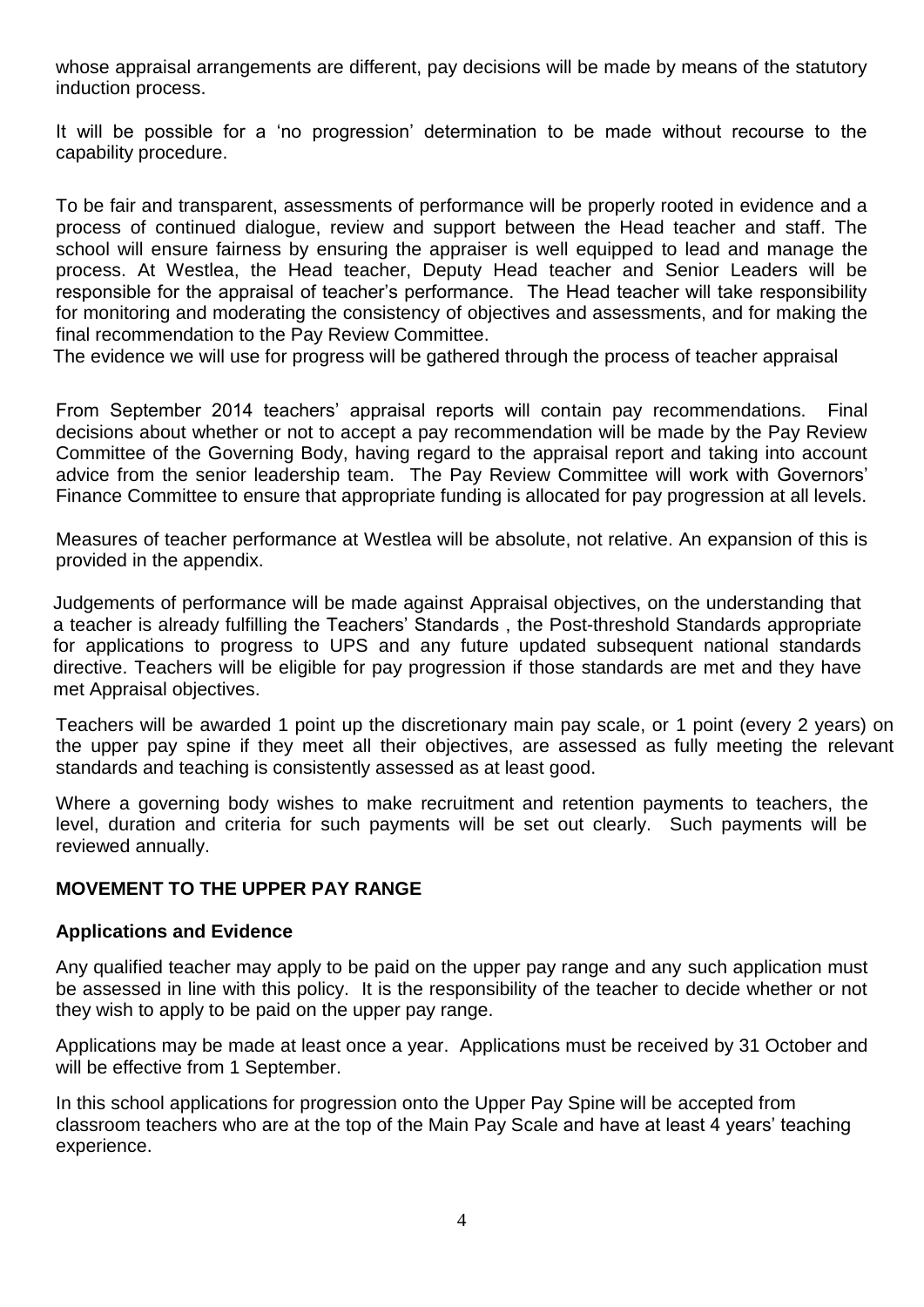whose appraisal arrangements are different, pay decisions will be made by means of the statutory induction process.

It will be possible for a 'no progression' determination to be made without recourse to the capability procedure.

To be fair and transparent, assessments of performance will be properly rooted in evidence and a process of continued dialogue, review and support between the Head teacher and staff. The school will ensure fairness by ensuring the appraiser is well equipped to lead and manage the process. At Westlea, the Head teacher, Deputy Head teacher and Senior Leaders will be responsible for the appraisal of teacher's performance. The Head teacher will take responsibility for monitoring and moderating the consistency of objectives and assessments, and for making the final recommendation to the Pay Review Committee.

The evidence we will use for progress will be gathered through the process of teacher appraisal

From September 2014 teachers' appraisal reports will contain pay recommendations. Final decisions about whether or not to accept a pay recommendation will be made by the Pay Review Committee of the Governing Body, having regard to the appraisal report and taking into account advice from the senior leadership team. The Pay Review Committee will work with Governors' Finance Committee to ensure that appropriate funding is allocated for pay progression at all levels.

Measures of teacher performance at Westlea will be absolute, not relative. An expansion of this is provided in the appendix.

Judgements of performance will be made against Appraisal objectives, on the understanding that a teacher is already fulfilling the Teachers' Standards , the Post-threshold Standards appropriate for applications to progress to UPS and any future updated subsequent national standards directive. Teachers will be eligible for pay progression if those standards are met and they have met Appraisal objectives.

Teachers will be awarded 1 point up the discretionary main pay scale, or 1 point (every 2 years) on the upper pay spine if they meet all their objectives, are assessed as fully meeting the relevant standards and teaching is consistently assessed as at least good.

Where a governing body wishes to make recruitment and retention payments to teachers, the level, duration and criteria for such payments will be set out clearly. Such payments will be reviewed annually.

## MOVEMENT TO THE UPPER PAY RANGE

### Applications and Evidence

Any qualified teacher may apply to be paid on the upper pay range and any such application must be assessed in line with this policy. It is the responsibility of the teacher to decide whether or not they wish to apply to be paid on the upper pay range.

Applications may be made at least once a year. Applications must be received by 31 October and will be effective from 1 September.

In this school applications for progression onto the Upper Pay Spine will be accepted from classroom teachers who are at the top of the Main Pay Scale and have at least 4 years' teaching experience.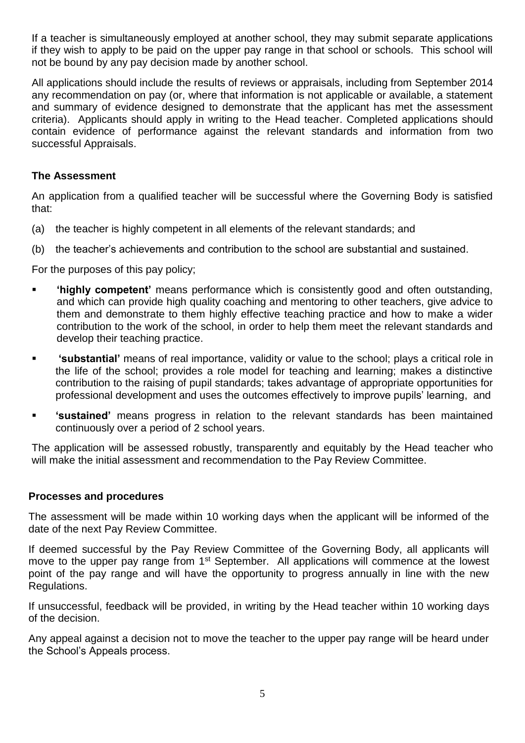If a teacher is simultaneously employed at another school, they may submit separate applications if they wish to apply to be paid on the upper pay range in that school or schools. This school will not be bound by any pay decision made by another school.

All applications should include the results of reviews or appraisals, including from September 2014 any recommendation on pay (or, where that information is not applicable or available, a statement and summary of evidence designed to demonstrate that the applicant has met the assessment criteria). Applicants should apply in writing to the Head teacher. Completed applications should contain evidence of performance against the relevant standards and information from two successful Appraisals.

### The Assessment

An application from a qualified teacher will be successful where the Governing Body is satisfied that:

(a) the teacher is highly competent in all elements of the relevant standards; and

(b) the teacher's achievements and contribution to the school are substantial and sustained.

For the purposes of this pay policy;

- **'highly competent'** means performance which is consistently good and often outstanding, and which can provide high quality coaching and mentoring to other teachers, give advice to them and demonstrate to them highly effective teaching practice and how to make a wider contribution to the work of the school, in order to help them meet the relevant standards and develop their teaching practice.
- **'substantial'** means of real importance, validity or value to the school; plays a critical role in the life of the school; provides a role model for teaching and learning; makes a distinctive contribution to the raising of pupil standards; takes advantage of appropriate opportunities for professional development and uses the outcomes effectively to improve pupils' learning, and
- **'sustained'** means progress in relation to the relevant standards has been maintained continuously over a period of 2 school years.

The application will be assessed robustly, transparently and equitably by the Head teacher who will make the initial assessment and recommendation to the Pay Review Committee.

### Processes and procedures

The assessment will be made within 10 working days when the applicant will be informed of the date of the next Pay Review Committee.

If deemed successful by the Pay Review Committee of the Governing Body, all applicants will move to the upper pay range from 1st September. All applications will commence at the lowest point of the pay range and will have the opportunity to progress annually in line with the new Regulations.

If unsuccessful, feedback will be provided, in writing by the Head teacher within 10 working days of the decision.

Any appeal against a decision not to move the teacher to the upper pay range will be heard under the School's Appeals process.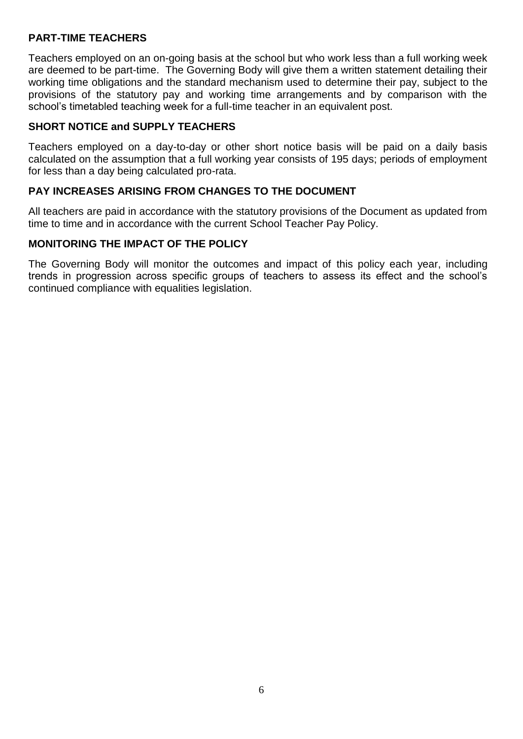**PART-TIME TEACHERS**

Teachers employed on an on-going basis at the school but who work less than a full working week are deemed to be part-time. The Governing Body will give them a written statement detailing their working time obligations and the standard mechanism used to determine their pay, subject to the provisions of the statutory pay and working time arrangements and by comparison with the school's timetabled teaching week for a full-time teacher in an equivalent post.

**SHORT NOTICE and SUPPLY TEACHERS**

Teachers employed on a day-to-day or other short notice basis will be paid on a daily basis calculated on the assumption that a full working year consists of 195 days; periods of employment for less than a day being calculated pro-rata.

**PAY INCREASES ARISING FROM CHANGES TO THE DOCUMENT**

All teachers are paid in accordance with the statutory provisions of the Document as updated from time to time and in accordance with the current School Teacher Pay Policy.

**MONITORING THE IMPACT OF THE POLICY**

The Governing Body will monitor the outcomes and impact of this policy each year, including trends in progression across specific groups of teachers to assess its effect and the school's continued compliance with equalities legislation.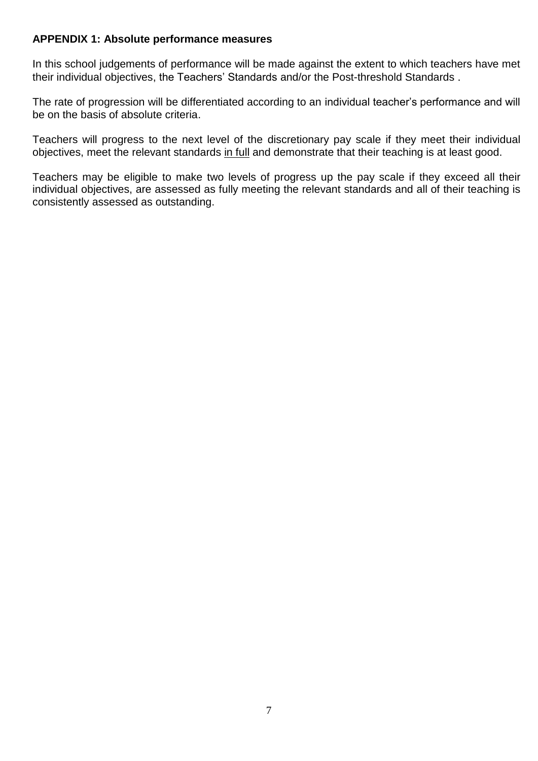**APPENDIX 1: Absolute performance measures**

In this school judgements of performance will be made against the extent to which teachers have met their individual objectives, the Teachers' Standards and/or the Post-threshold Standards .

The rate of progression will be differentiated according to an individual teacher's performance and will be on the basis of absolute criteria.

Teachers will progress to the next level of the discretionary pay scale if they meet their individual objectives, meet the relevant standards in full and demonstrate that their teaching is at least good.

Teachers may be eligible to make two levels of progress up the pay scale if they exceed all their individual objectives, are assessed as fully meeting the relevant standards and all of their teaching is consistently assessed as outstanding.